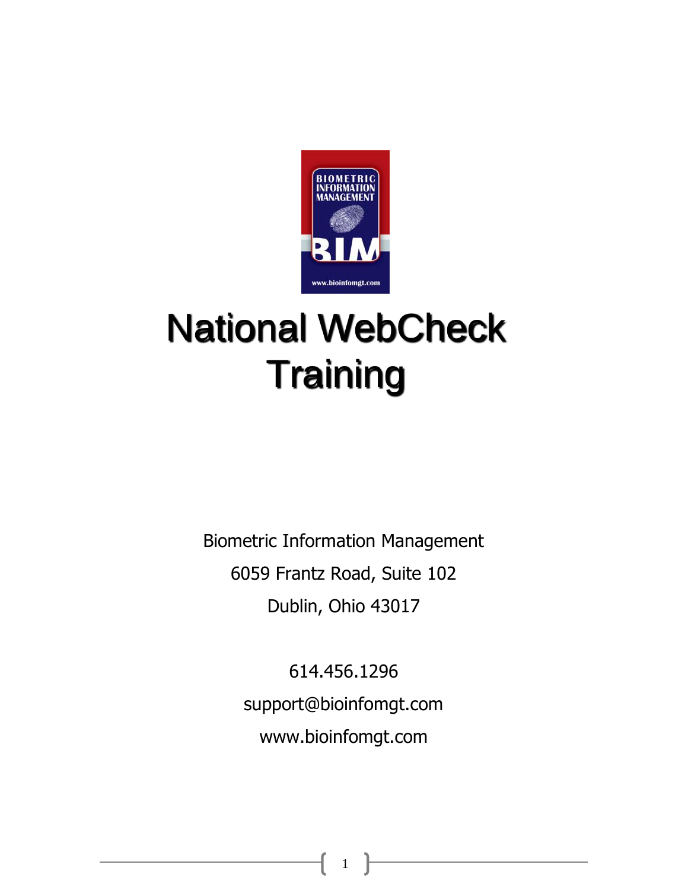# National WebCheck Training

Biometric Information Management

6059 Frantz Road, Suite 102

Dublin, Ohio 43017

614.456.1296

support@bioinfomgt.com

www.bioinfomgt.com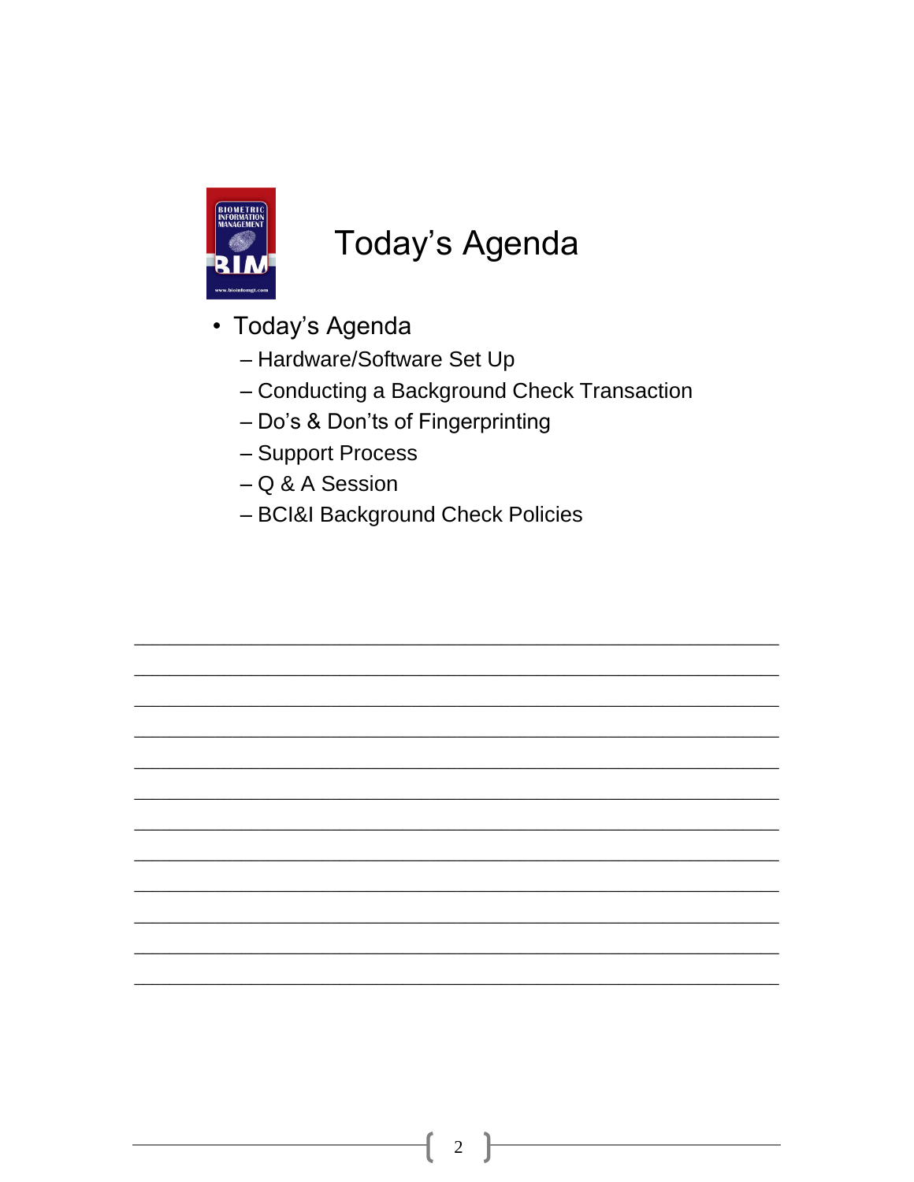# Today's Agenda

- Today's Agenda
  - Hardware/Software Set Up
  - Conducting a Background Check Transaction
  - Do's & Don'ts of Fingerprinting
  - Support Process
  - Q & A Session
  - BCI&I Background Check Policies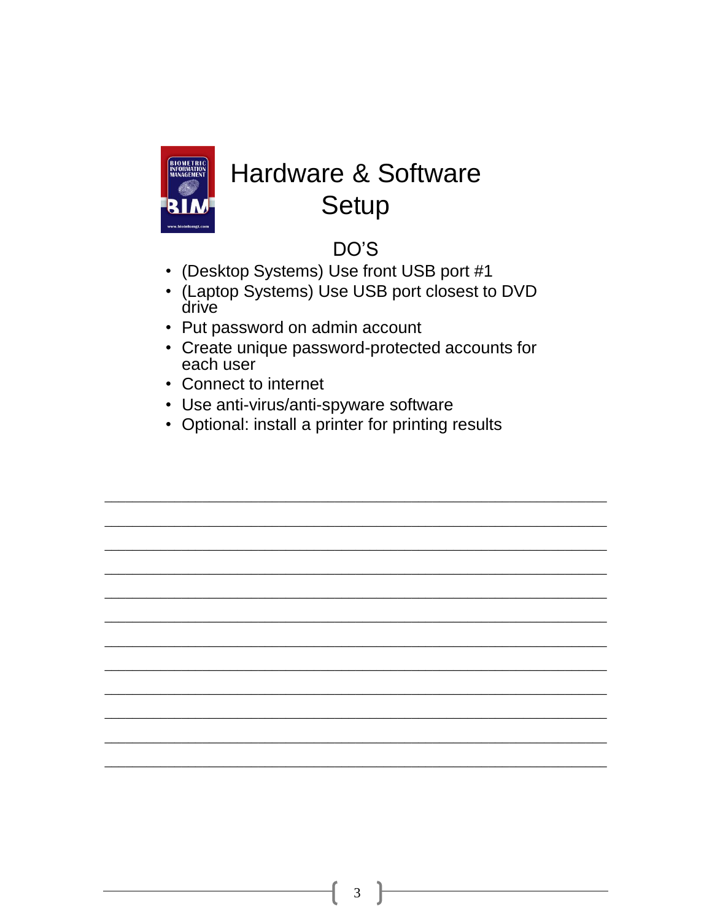# Hardware & Software Setup

## DO'S

- (Desktop Systems) Use front USB port #1
- (Laptop Systems) Use USB port closest to DVD drive
- Put password on admin account
- Create unique password-protected accounts for each user
- Connect to internet
- Use anti-virus/anti-spyware software
- Optional: install a printer for printing results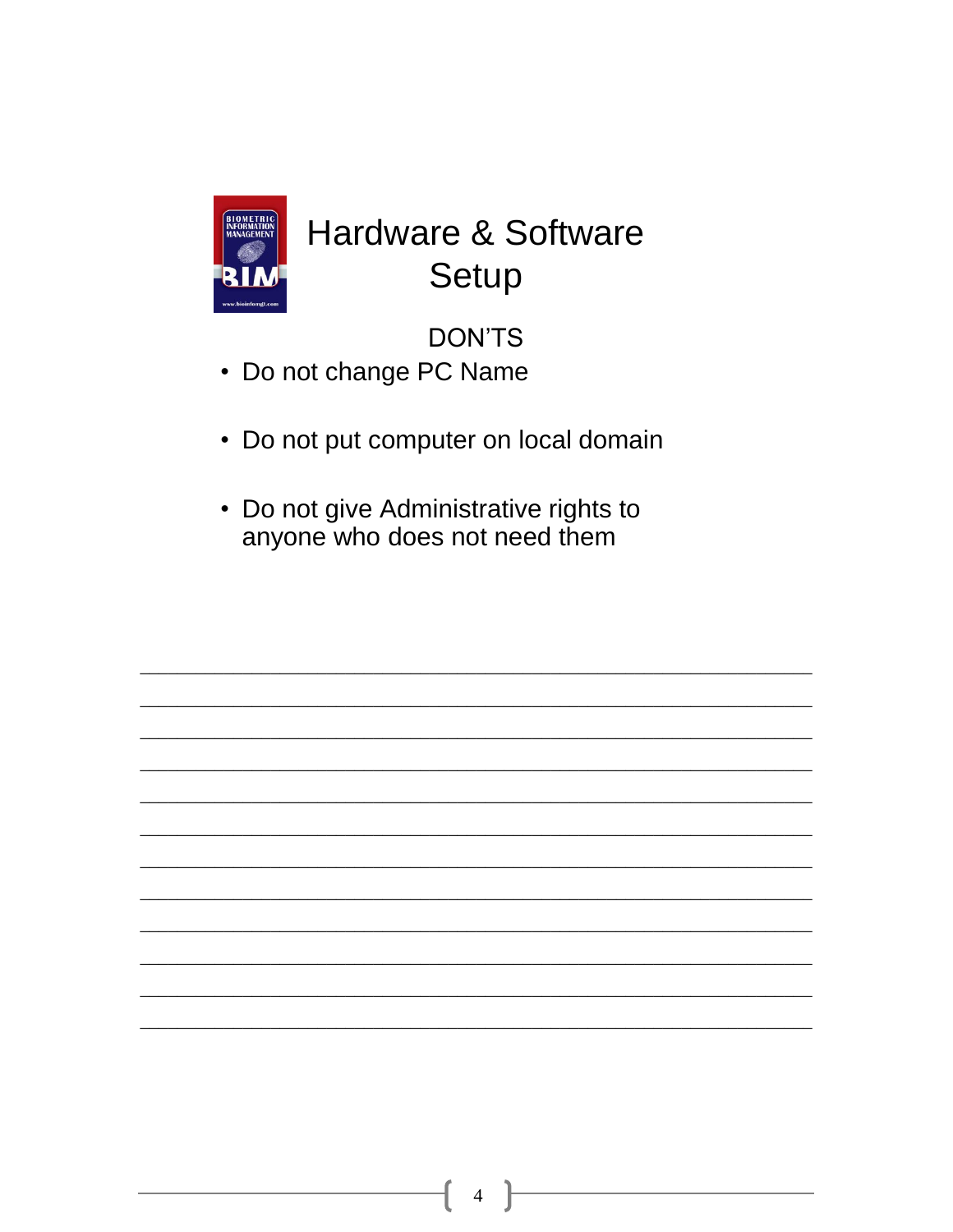# Hardware & Software Setup

DON'TS

- Do not change PC Name
- Do not put computer on local domain
- Do not give Administrative rights to anyone who does not need them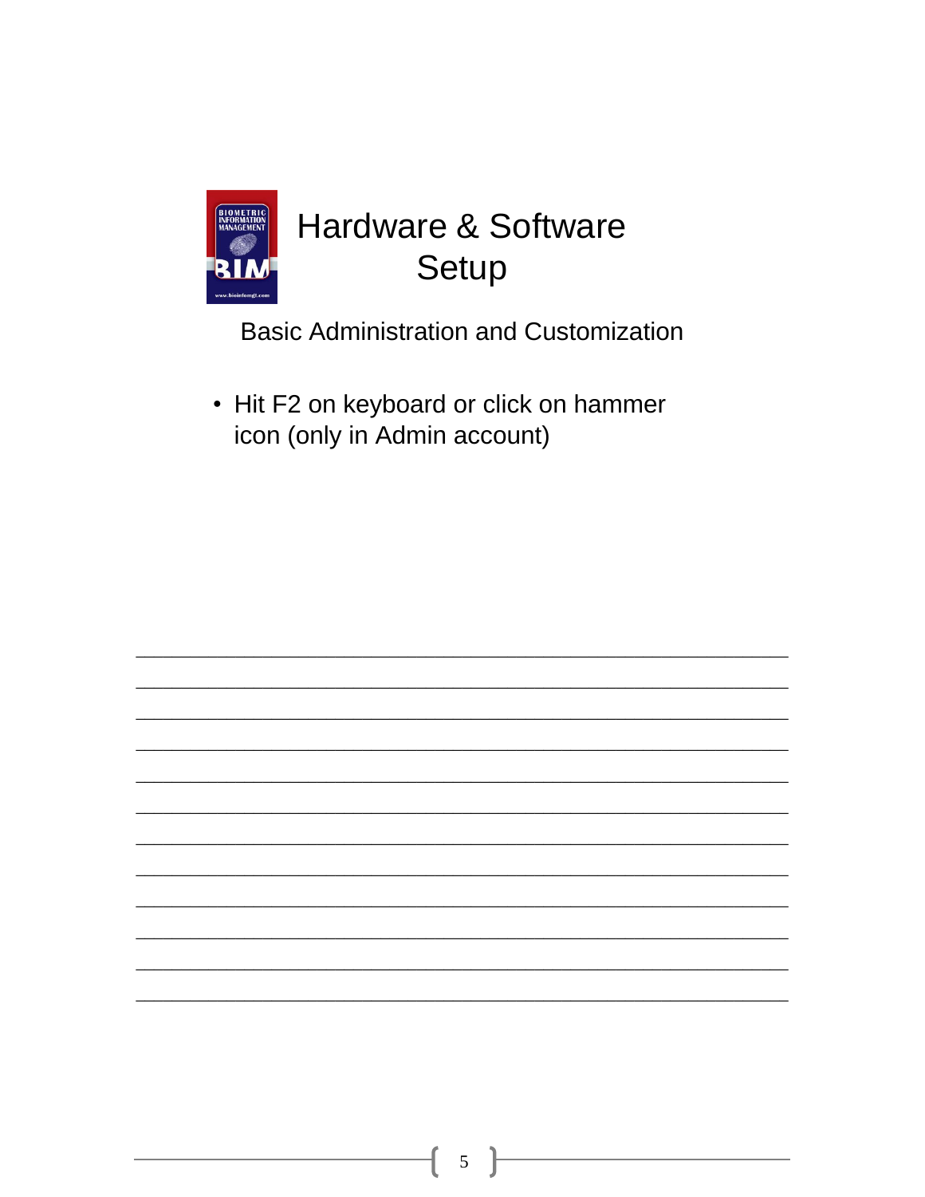# Hardware & Software Setup

Basic Administration and Customization

- Hit F2 on keyboard or click on hammer icon (only in Admin account)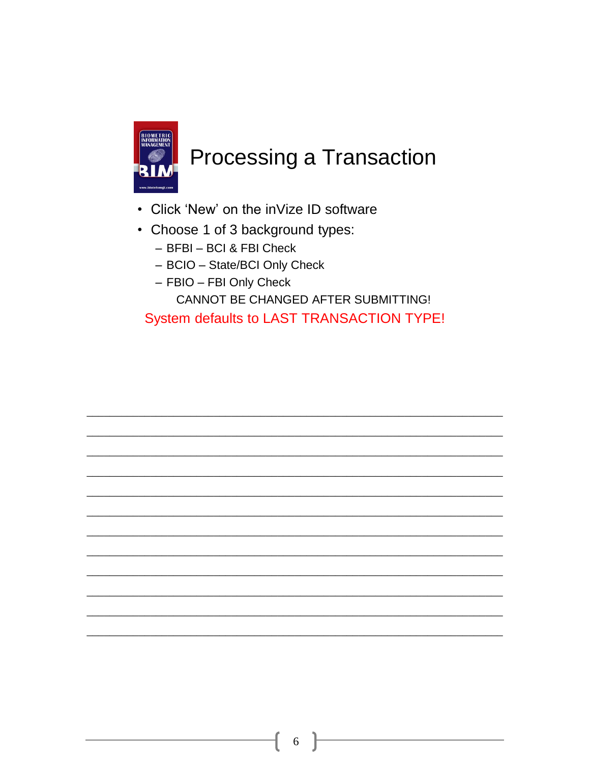# Processing a Transaction

- Click 'New' on the inVize ID software
- Choose 1 of 3 background types:
  - BFBI – BCI & FBI Check
  - BCIO – State/BCI Only Check
  - FBIO – FBI Only Check

    CANNOT BE CHANGED AFTER SUBMITTING!

System defaults to LAST TRANSACTION TYPE!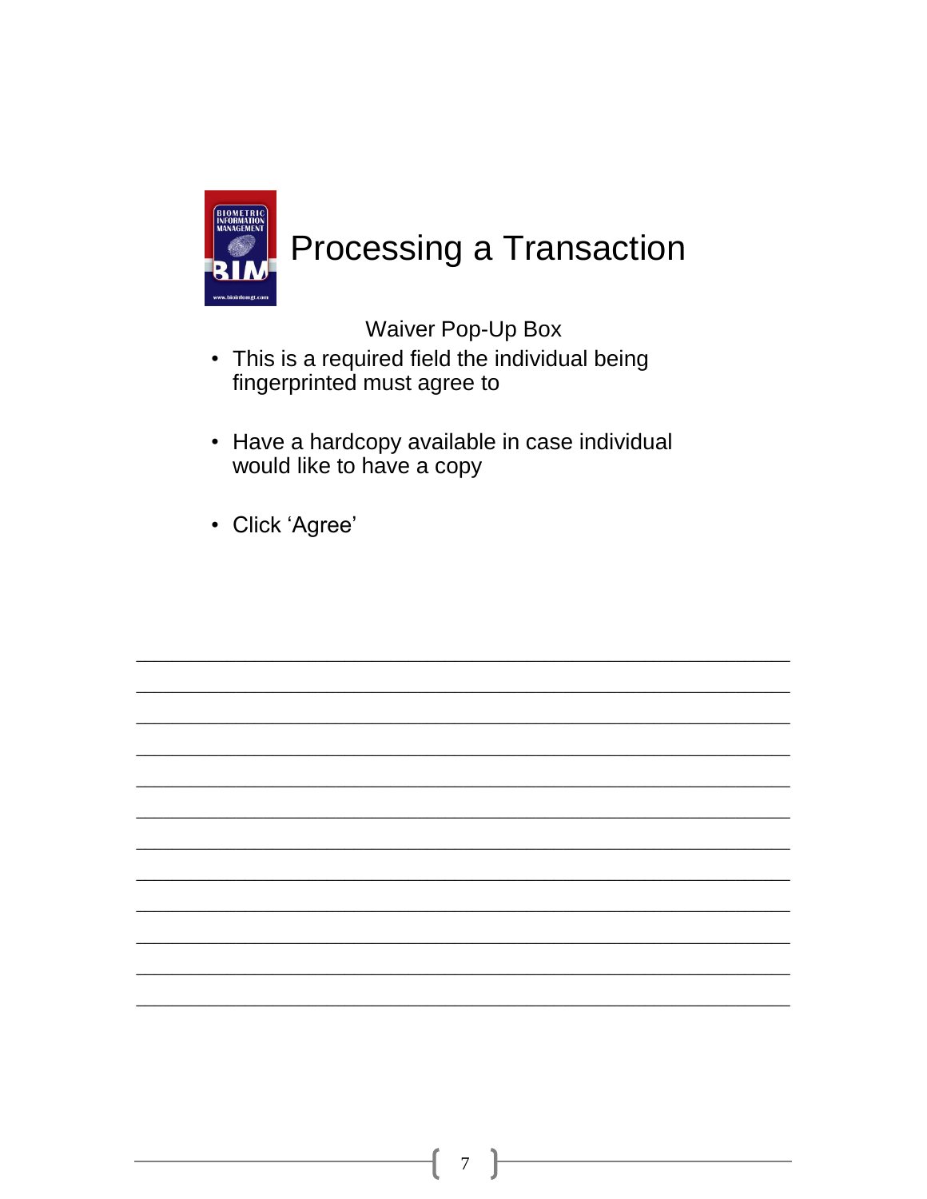# Processing a Transaction

Waiver Pop-Up Box

- This is a required field the individual being fingerprinted must agree to
- Have a hardcopy available in case individual would like to have a copy
- Click 'Agree'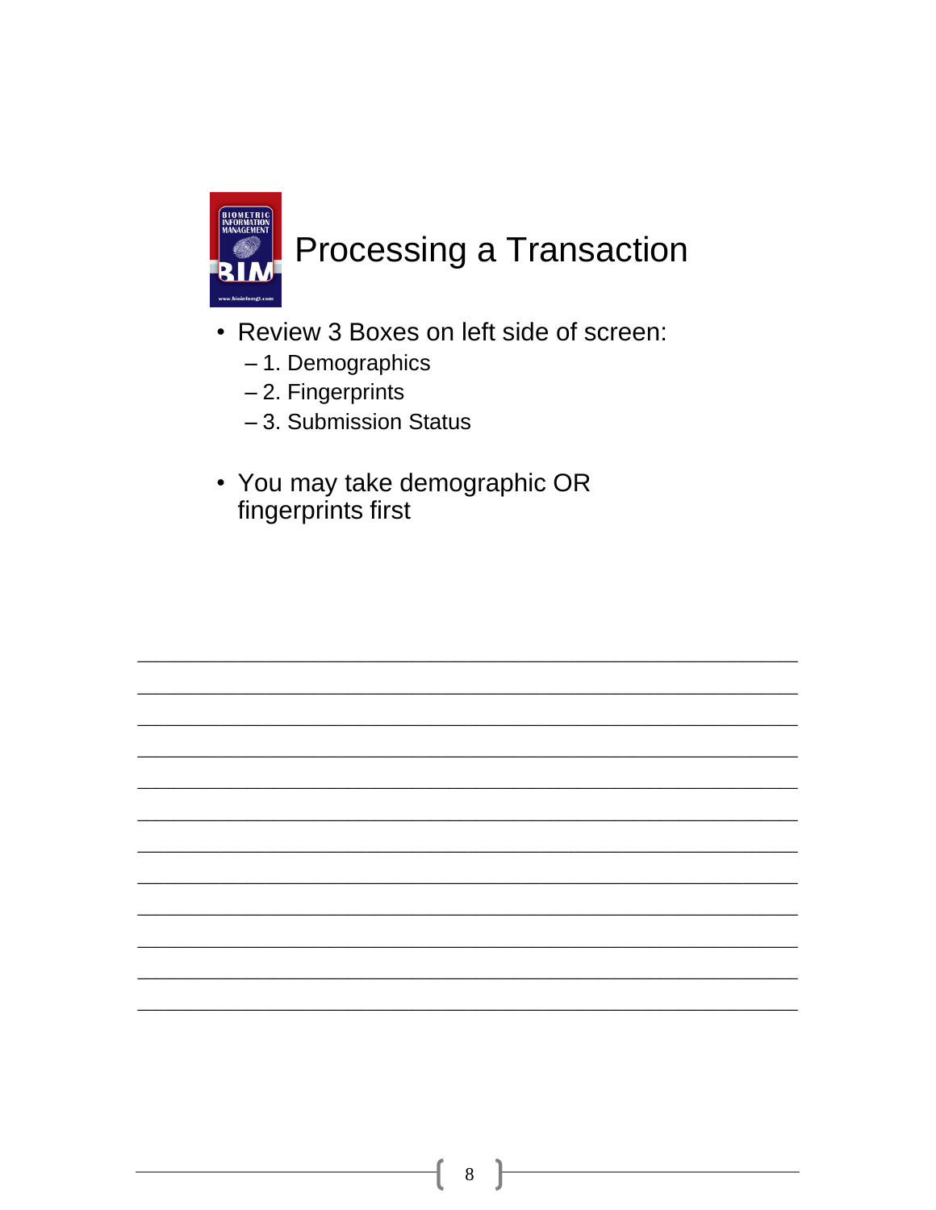# Processing a Transaction

- Review 3 Boxes on left side of screen:
  - 1. Demographics
  - 2. Fingerprints
  - 3. Submission Status

- You may take demographic OR fingerprints first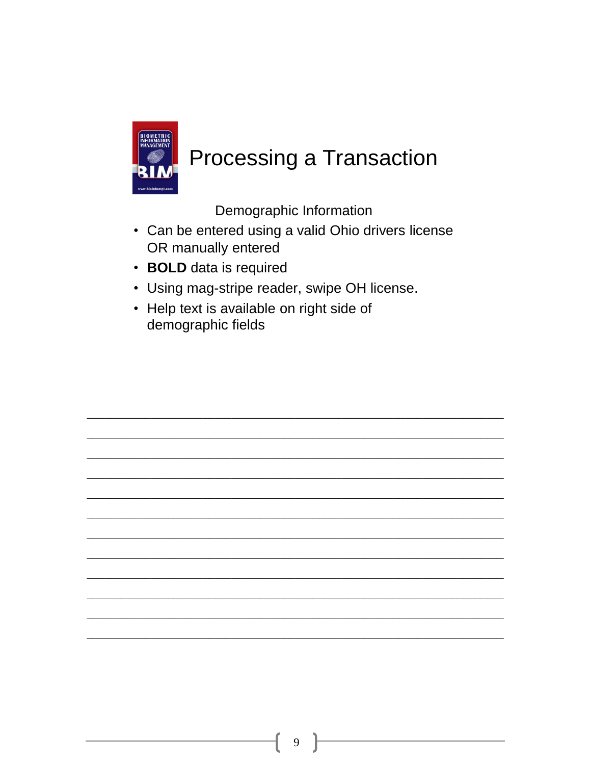# Processing a Transaction

Demographic Information

- Can be entered using a valid Ohio drivers license OR manually entered
- **BOLD** data is required
- Using mag-stripe reader, swipe OH license.
- Help text is available on right side of demographic fields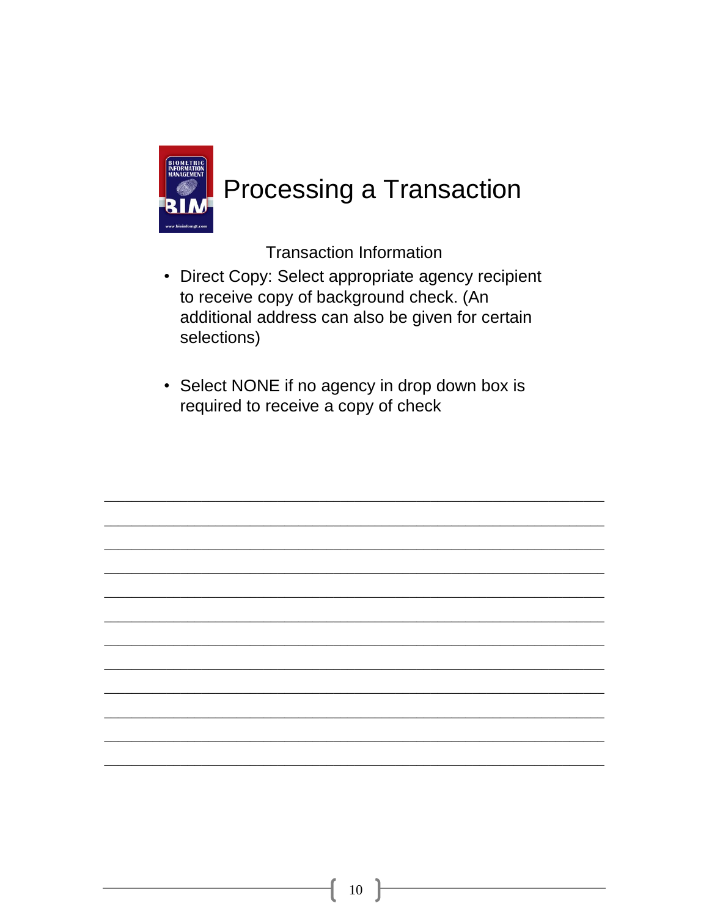# Processing a Transaction

Transaction Information

- Direct Copy: Select appropriate agency recipient to receive copy of background check. (An additional address can also be given for certain selections)

- Select NONE if no agency in drop down box is required to receive a copy of check

_______________________________________________________________

_______________________________________________________________

_______________________________________________________________

_______________________________________________________________

_______________________________________________________________

_______________________________________________________________

_______________________________________________________________

_______________________________________________________________

_______________________________________________________________

_______________________________________________________________

_______________________________________________________________

_______________________________________________________________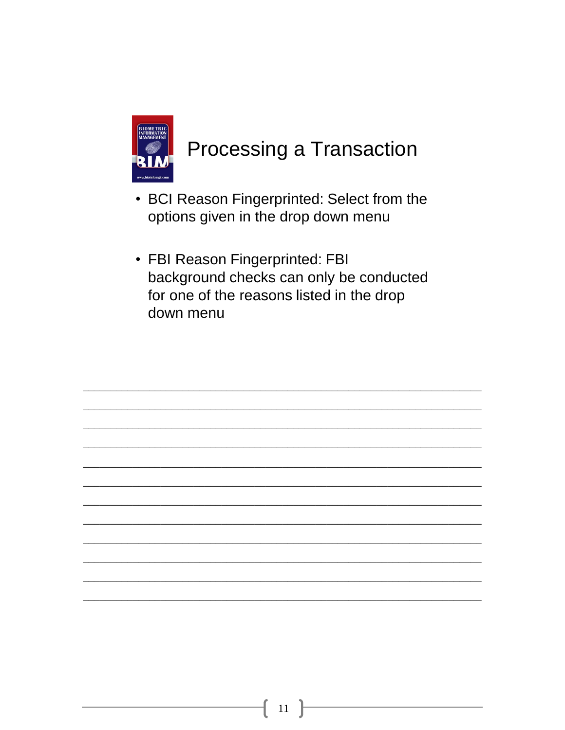# Processing a Transaction

- BCI Reason Fingerprinted: Select from the options given in the drop down menu

- FBI Reason Fingerprinted: FBI background checks can only be conducted for one of the reasons listed in the drop down menu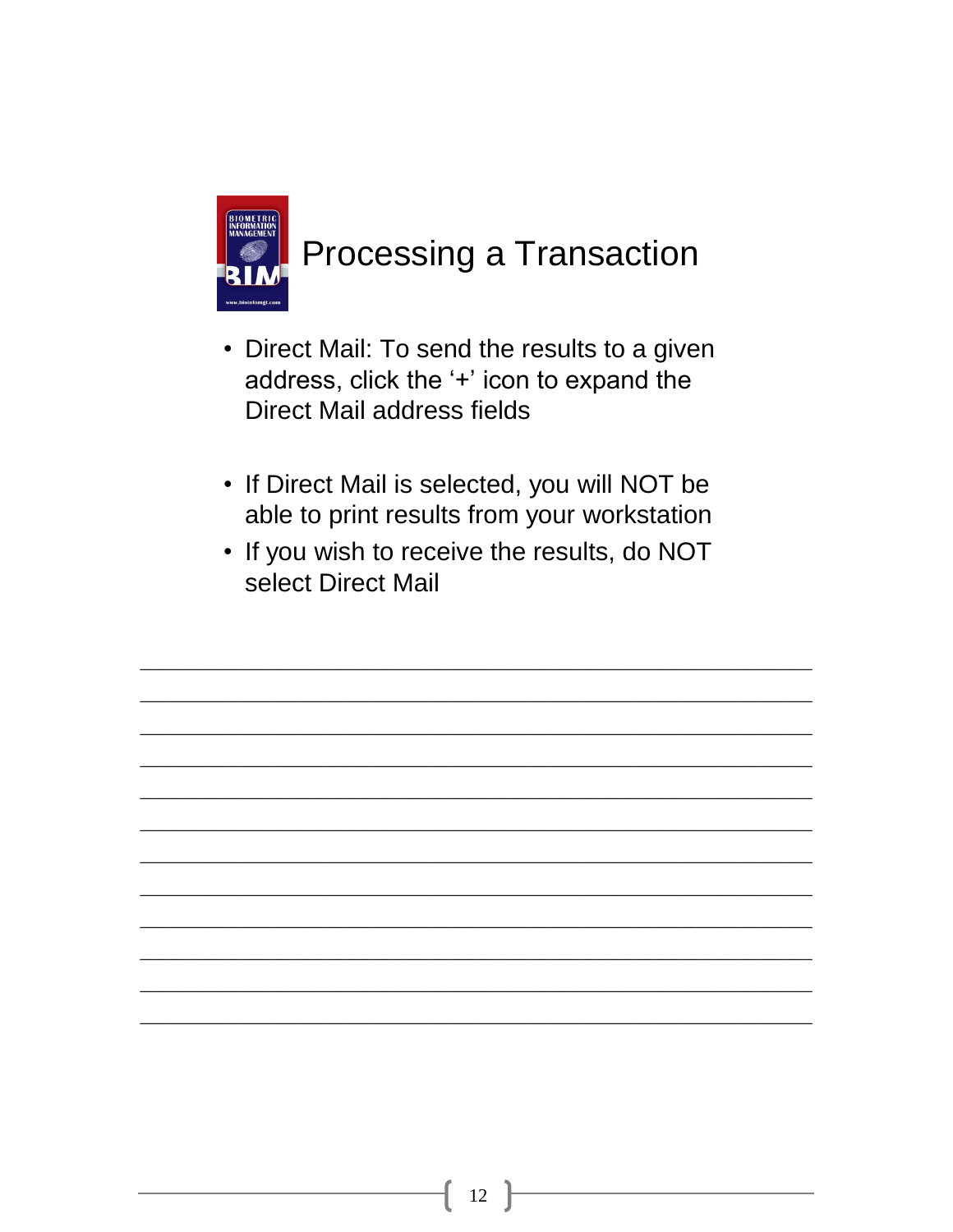# Processing a Transaction

- Direct Mail: To send the results to a given address, click the '+' icon to expand the Direct Mail address fields

- If Direct Mail is selected, you will NOT be able to print results from your workstation
- If you wish to receive the results, do NOT select Direct Mail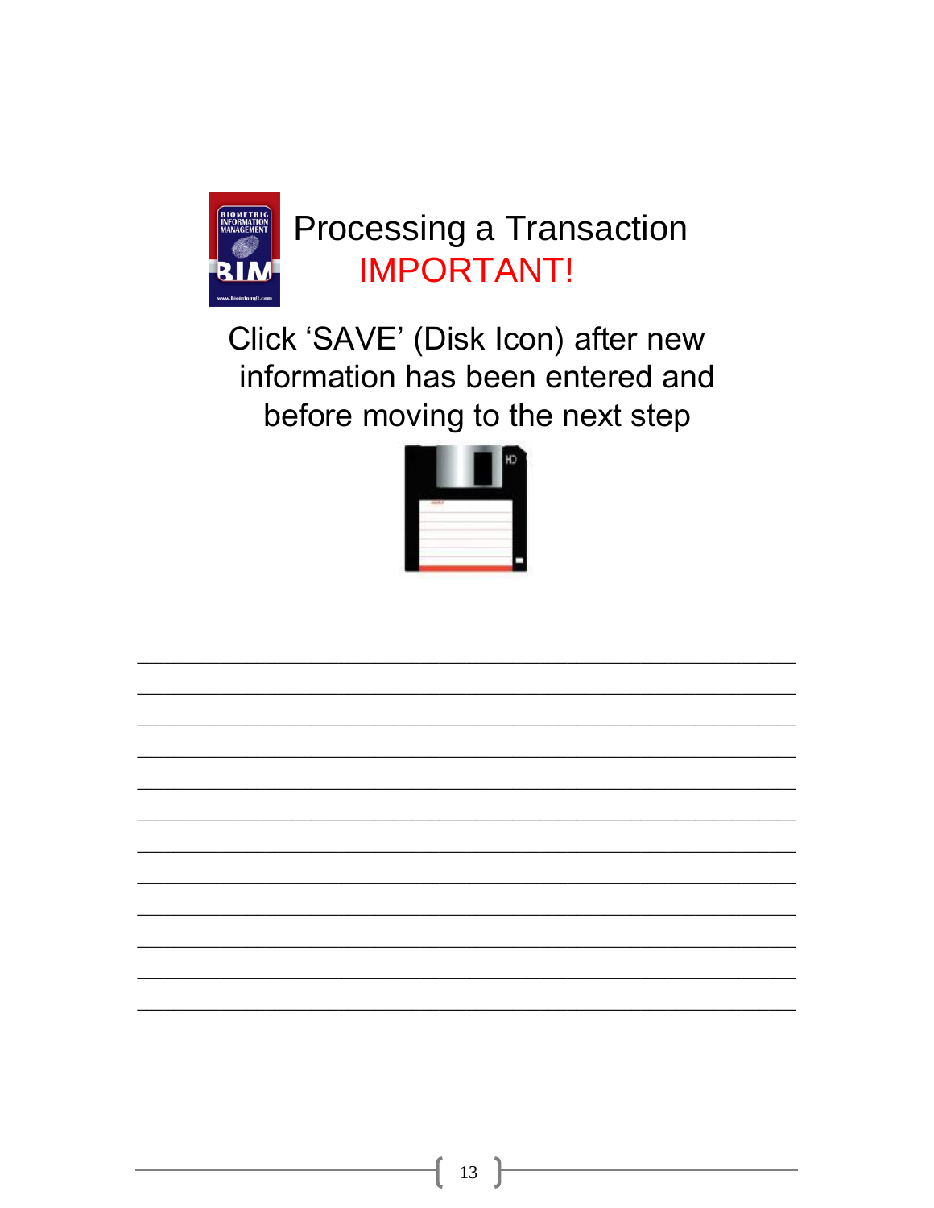# Processing a Transaction

## IMPORTANT!

Click ‘SAVE’ (Disk Icon) after new information has been entered and before moving to the next step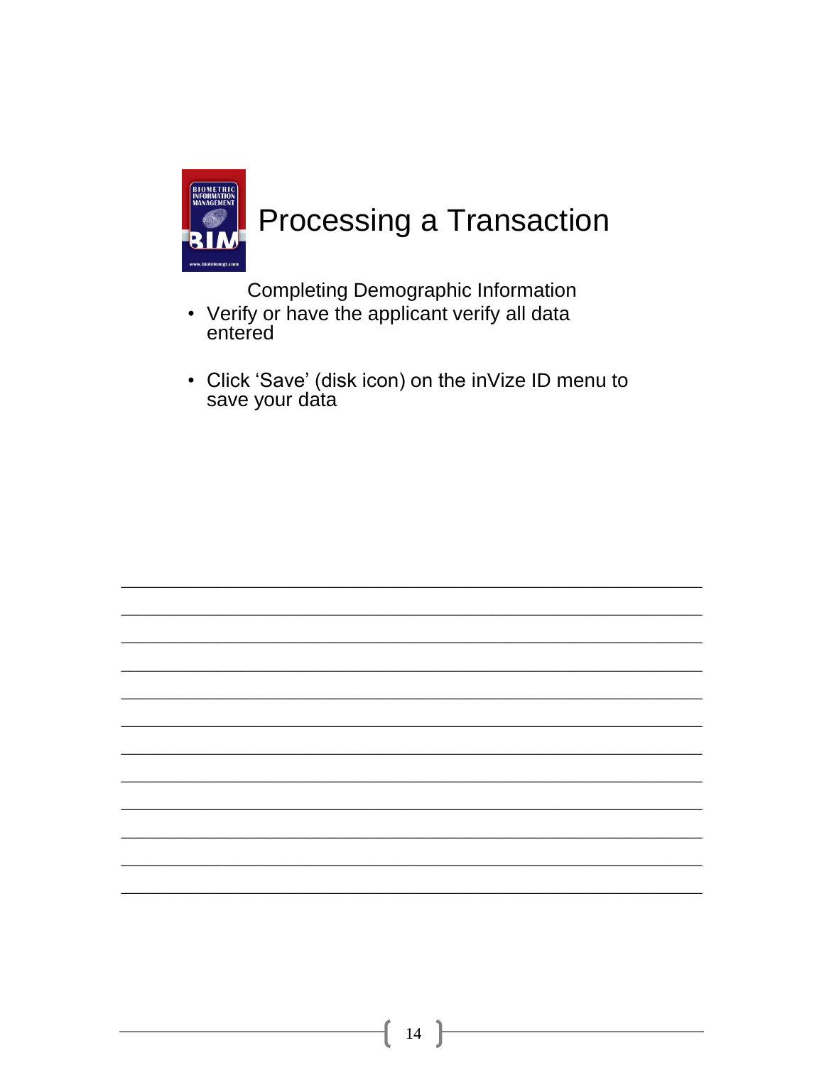# Processing a Transaction

Completing Demographic Information

- Verify or have the applicant verify all data entered
- Click 'Save' (disk icon) on the inVize ID menu to save your data

\_\_\_\_\_\_\_\_\_\_\_\_\_\_\_\_\_\_\_\_\_\_\_\_\_\_\_\_\_\_\_\_\_\_\_\_\_\_\_\_\_\_\_\_\_\_\_\_\_\_\_\_\_\_\_\_

\_\_\_\_\_\_\_\_\_\_\_\_\_\_\_\_\_\_\_\_\_\_\_\_\_\_\_\_\_\_\_\_\_\_\_\_\_\_\_\_\_\_\_\_\_\_\_\_\_\_\_\_\_\_\_\_

\_\_\_\_\_\_\_\_\_\_\_\_\_\_\_\_\_\_\_\_\_\_\_\_\_\_\_\_\_\_\_\_\_\_\_\_\_\_\_\_\_\_\_\_\_\_\_\_\_\_\_\_\_\_\_\_

\_\_\_\_\_\_\_\_\_\_\_\_\_\_\_\_\_\_\_\_\_\_\_\_\_\_\_\_\_\_\_\_\_\_\_\_\_\_\_\_\_\_\_\_\_\_\_\_\_\_\_\_\_\_\_\_

\_\_\_\_\_\_\_\_\_\_\_\_\_\_\_\_\_\_\_\_\_\_\_\_\_\_\_\_\_\_\_\_\_\_\_\_\_\_\_\_\_\_\_\_\_\_\_\_\_\_\_\_\_\_\_\_

\_\_\_\_\_\_\_\_\_\_\_\_\_\_\_\_\_\_\_\_\_\_\_\_\_\_\_\_\_\_\_\_\_\_\_\_\_\_\_\_\_\_\_\_\_\_\_\_\_\_\_\_\_\_\_\_

\_\_\_\_\_\_\_\_\_\_\_\_\_\_\_\_\_\_\_\_\_\_\_\_\_\_\_\_\_\_\_\_\_\_\_\_\_\_\_\_\_\_\_\_\_\_\_\_\_\_\_\_\_\_\_\_

\_\_\_\_\_\_\_\_\_\_\_\_\_\_\_\_\_\_\_\_\_\_\_\_\_\_\_\_\_\_\_\_\_\_\_\_\_\_\_\_\_\_\_\_\_\_\_\_\_\_\_\_\_\_\_\_

\_\_\_\_\_\_\_\_\_\_\_\_\_\_\_\_\_\_\_\_\_\_\_\_\_\_\_\_\_\_\_\_\_\_\_\_\_\_\_\_\_\_\_\_\_\_\_\_\_\_\_\_\_\_\_\_

\_\_\_\_\_\_\_\_\_\_\_\_\_\_\_\_\_\_\_\_\_\_\_\_\_\_\_\_\_\_\_\_\_\_\_\_\_\_\_\_\_\_\_\_\_\_\_\_\_\_\_\_\_\_\_\_

\_\_\_\_\_\_\_\_\_\_\_\_\_\_\_\_\_\_\_\_\_\_\_\_\_\_\_\_\_\_\_\_\_\_\_\_\_\_\_\_\_\_\_\_\_\_\_\_\_\_\_\_\_\_\_\_

\_\_\_\_\_\_\_\_\_\_\_\_\_\_\_\_\_\_\_\_\_\_\_\_\_\_\_\_\_\_\_\_\_\_\_\_\_\_\_\_\_\_\_\_\_\_\_\_\_\_\_\_\_\_\_\_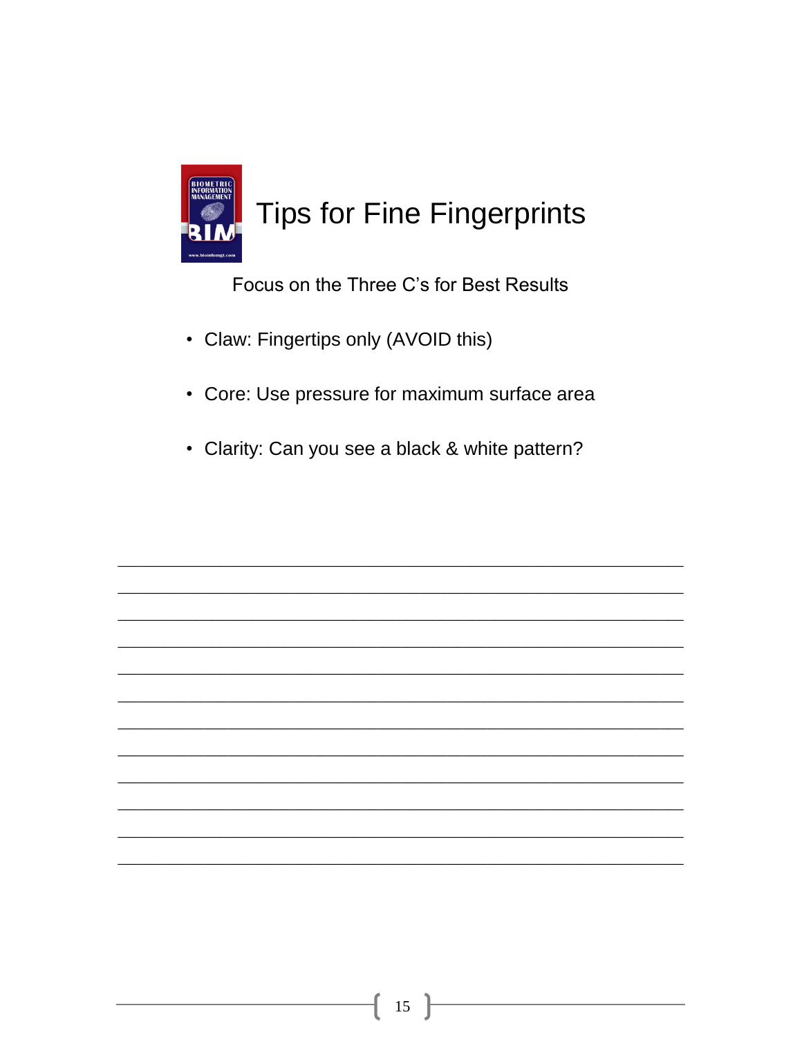# Tips for Fine Fingerprints

Focus on the Three C's for Best Results

- Claw: Fingertips only (AVOID this)
- Core: Use pressure for maximum surface area
- Clarity: Can you see a black & white pattern?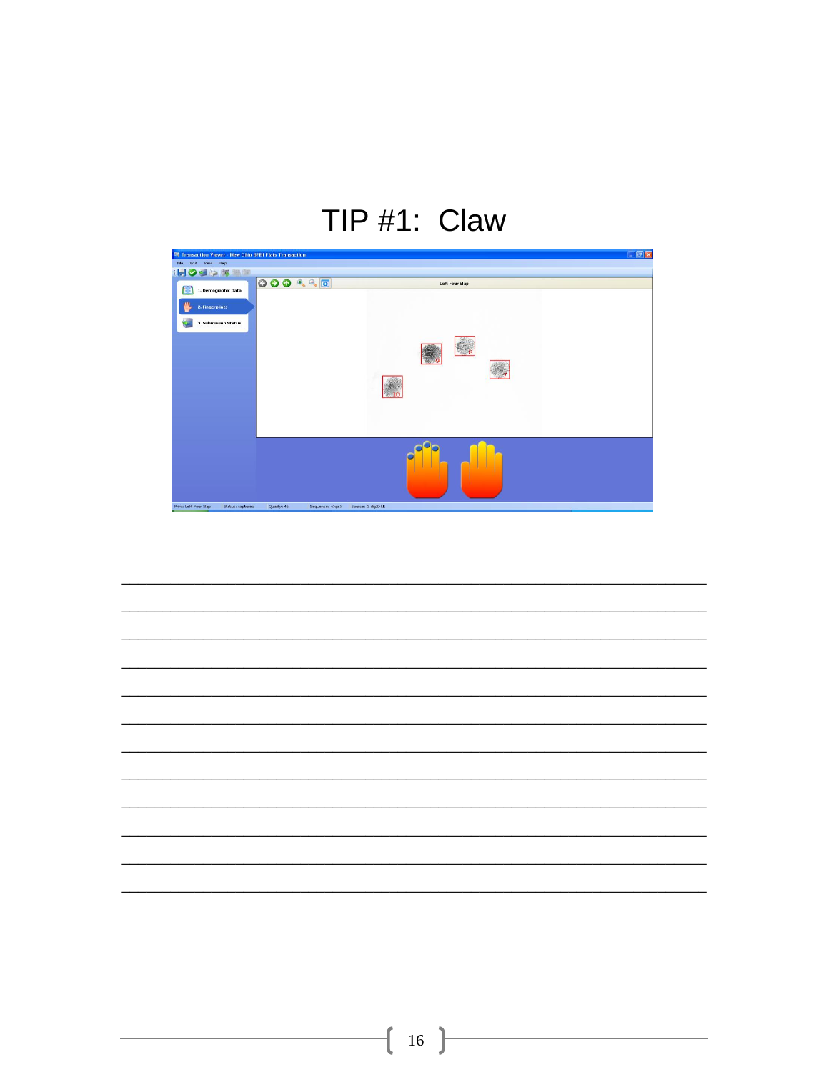# TIP #1: Claw

_______________________________________________________________________________

_______________________________________________________________________________

_______________________________________________________________________________

_______________________________________________________________________________

_______________________________________________________________________________

_______________________________________________________________________________

_______________________________________________________________________________

_______________________________________________________________________________

_______________________________________________________________________________

_______________________________________________________________________________

_______________________________________________________________________________

_______________________________________________________________________________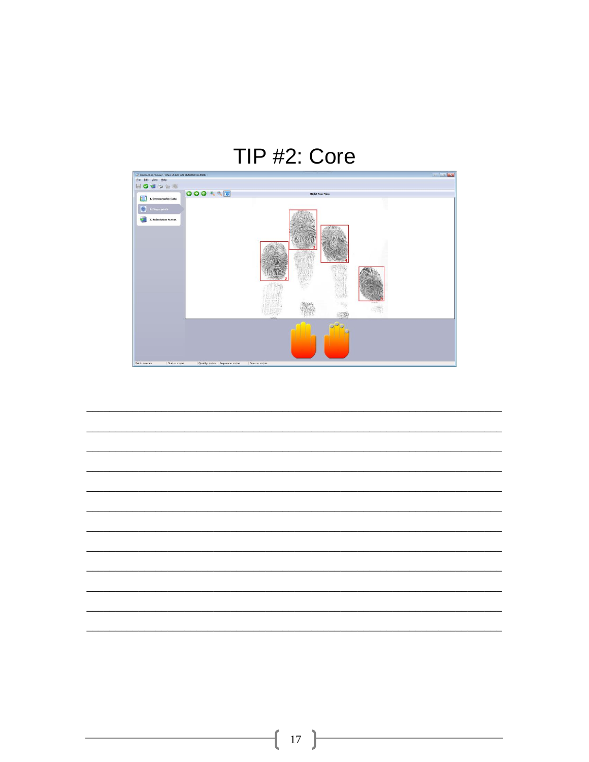# TIP #2: Core

______________________________________________________________________________

______________________________________________________________________________

______________________________________________________________________________

______________________________________________________________________________

______________________________________________________________________________

______________________________________________________________________________

______________________________________________________________________________

______________________________________________________________________________

______________________________________________________________________________

______________________________________________________________________________

______________________________________________________________________________

______________________________________________________________________________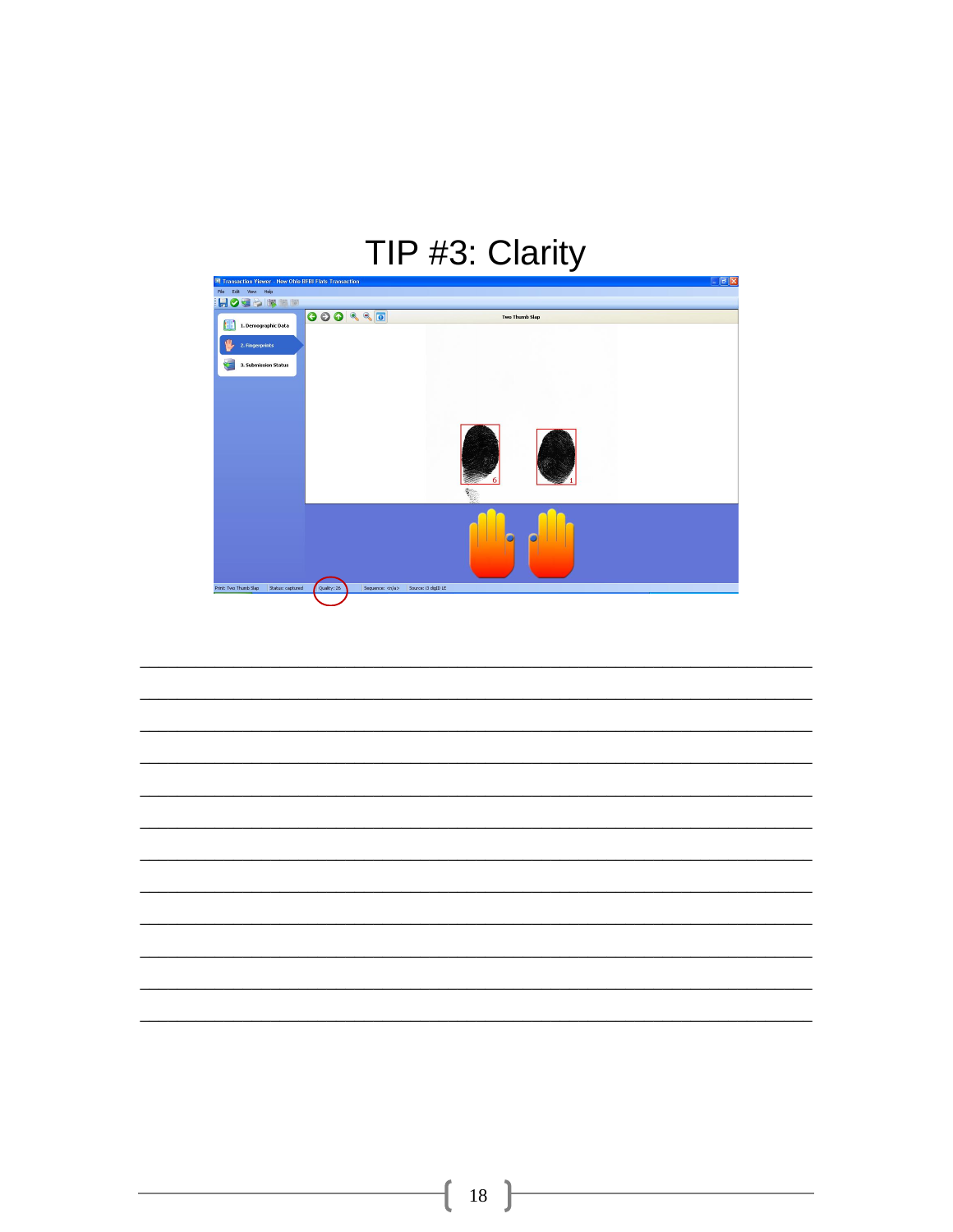# TIP #3: Clarity

________________________________________________________________________________________________

________________________________________________________________________________________________

________________________________________________________________________________________________

________________________________________________________________________________________________

________________________________________________________________________________________________

________________________________________________________________________________________________

________________________________________________________________________________________________

________________________________________________________________________________________________

________________________________________________________________________________________________

________________________________________________________________________________________________

________________________________________________________________________________________________

________________________________________________________________________________________________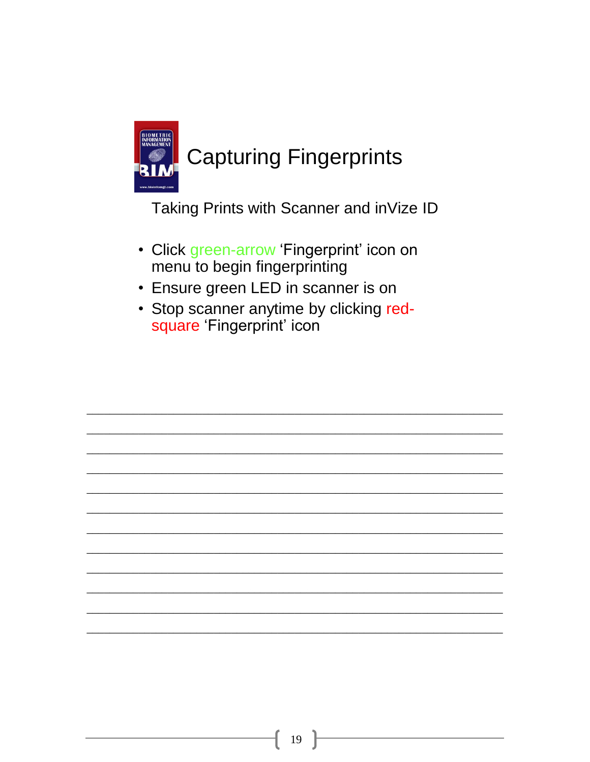# Capturing Fingerprints

Taking Prints with Scanner and inVize ID

- Click green-arrow 'Fingerprint' icon on menu to begin fingerprinting
- Ensure green LED in scanner is on
- Stop scanner anytime by clicking red-square 'Fingerprint' icon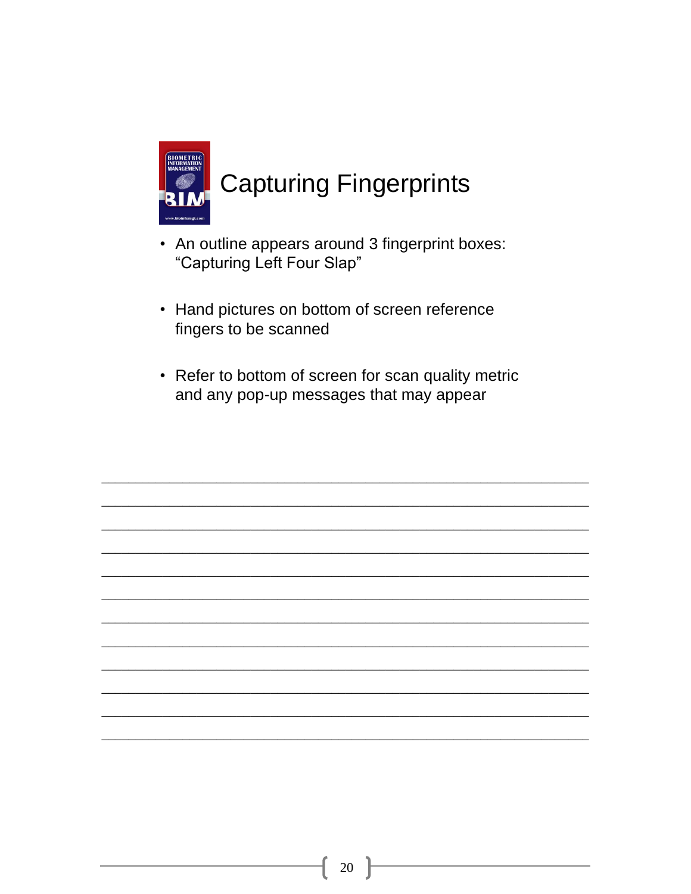# Capturing Fingerprints

- An outline appears around 3 fingerprint boxes: “Capturing Left Four Slap”
- Hand pictures on bottom of screen reference fingers to be scanned
- Refer to bottom of screen for scan quality metric and any pop-up messages that may appear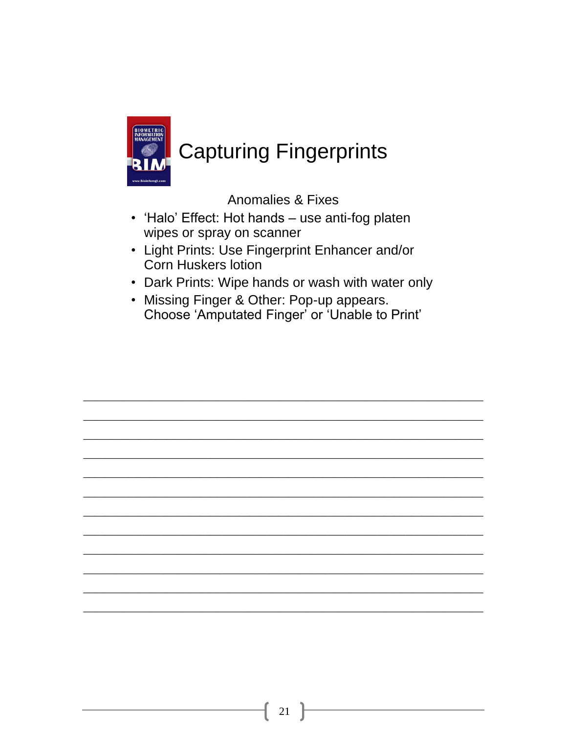# Capturing Fingerprints

Anomalies & Fixes

- 'Halo' Effect: Hot hands – use anti-fog platen wipes or spray on scanner
- Light Prints: Use Fingerprint Enhancer and/or Corn Huskers lotion
- Dark Prints: Wipe hands or wash with water only
- Missing Finger & Other: Pop-up appears. Choose 'Amputated Finger' or 'Unable to Print'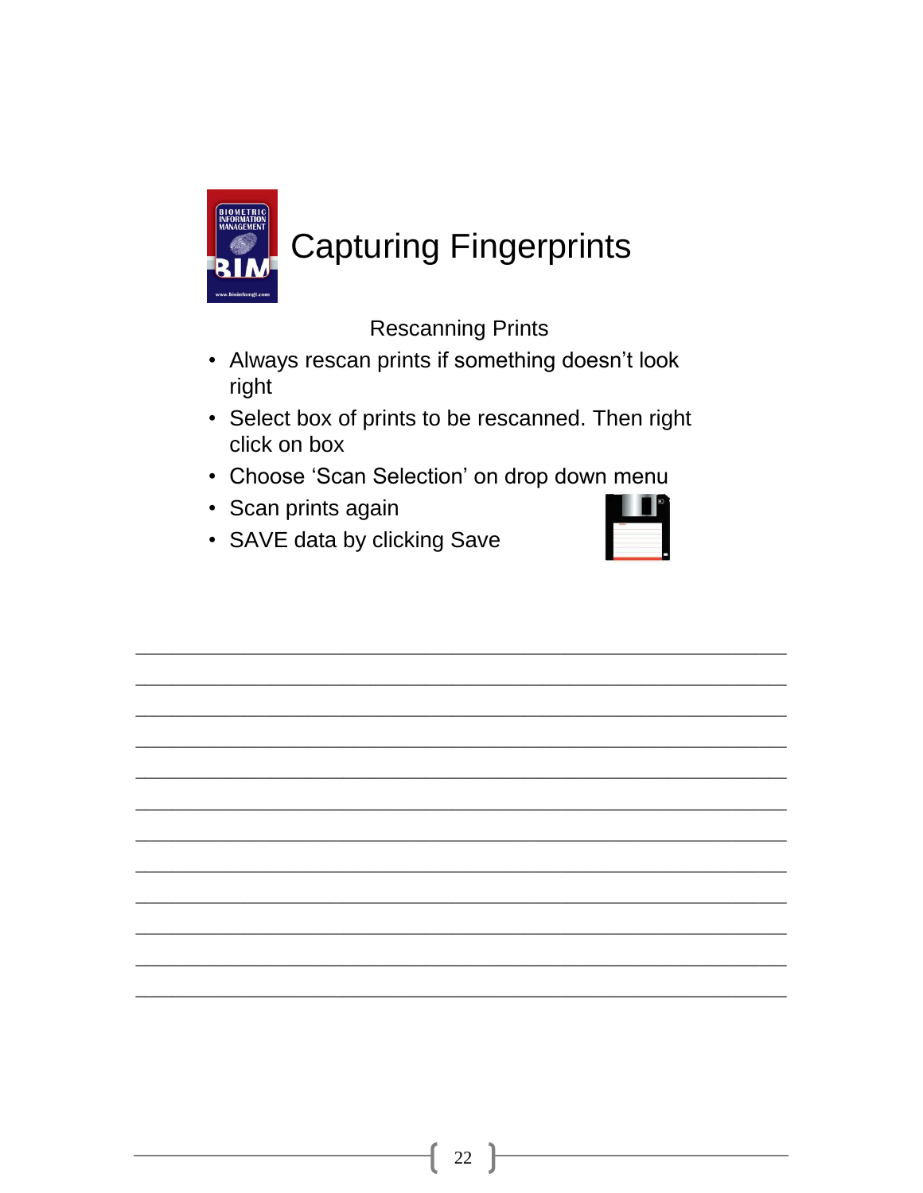# Capturing Fingerprints

Rescanning Prints

- Always rescan prints if something doesn't look right
- Select box of prints to be rescanned. Then right click on box
- Choose 'Scan Selection' on drop down menu
- Scan prints again
- SAVE data by clicking Save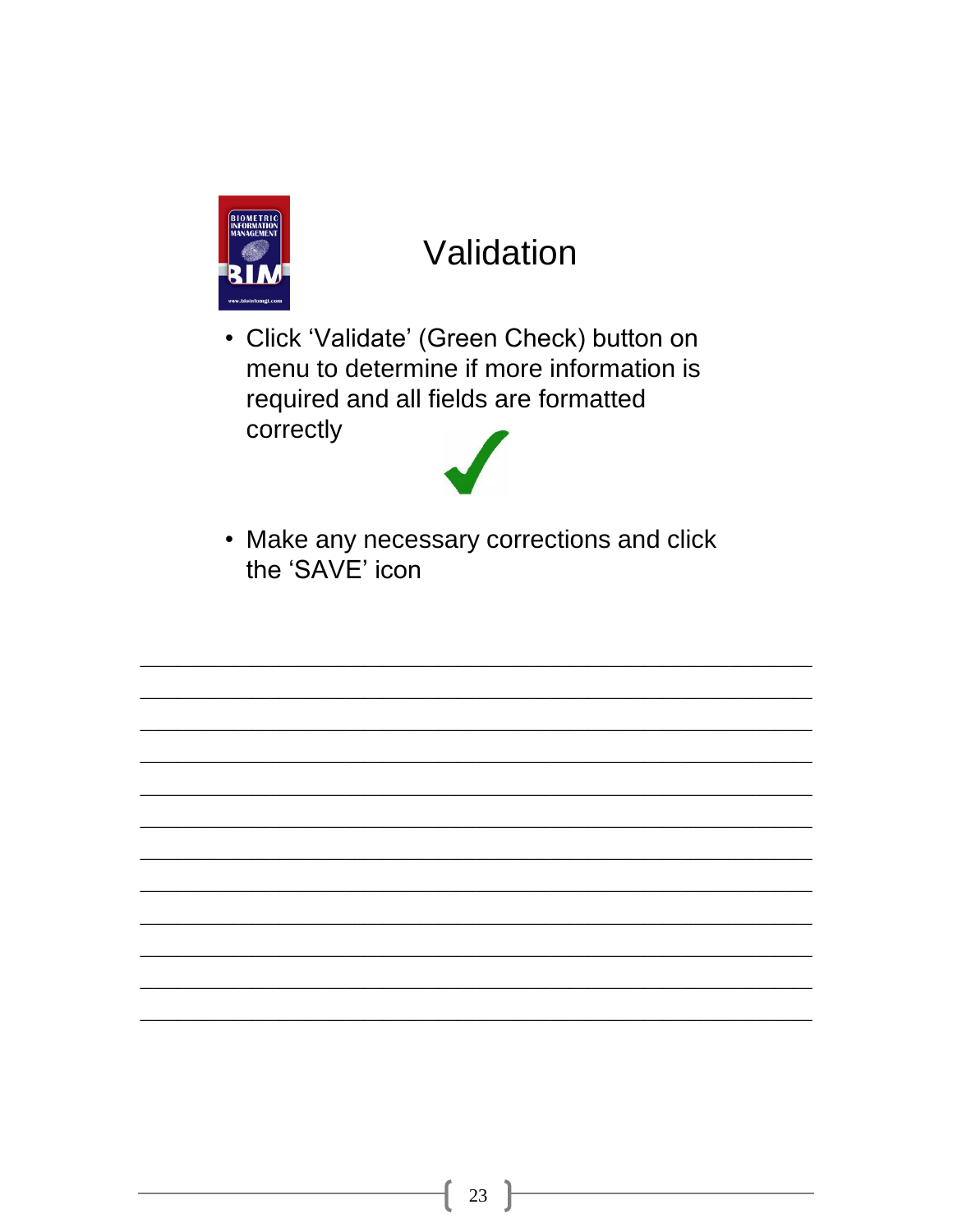# Validation

- Click 'Validate' (Green Check) button on menu to determine if more information is required and all fields are formatted correctly
- Make any necessary corrections and click the 'SAVE' icon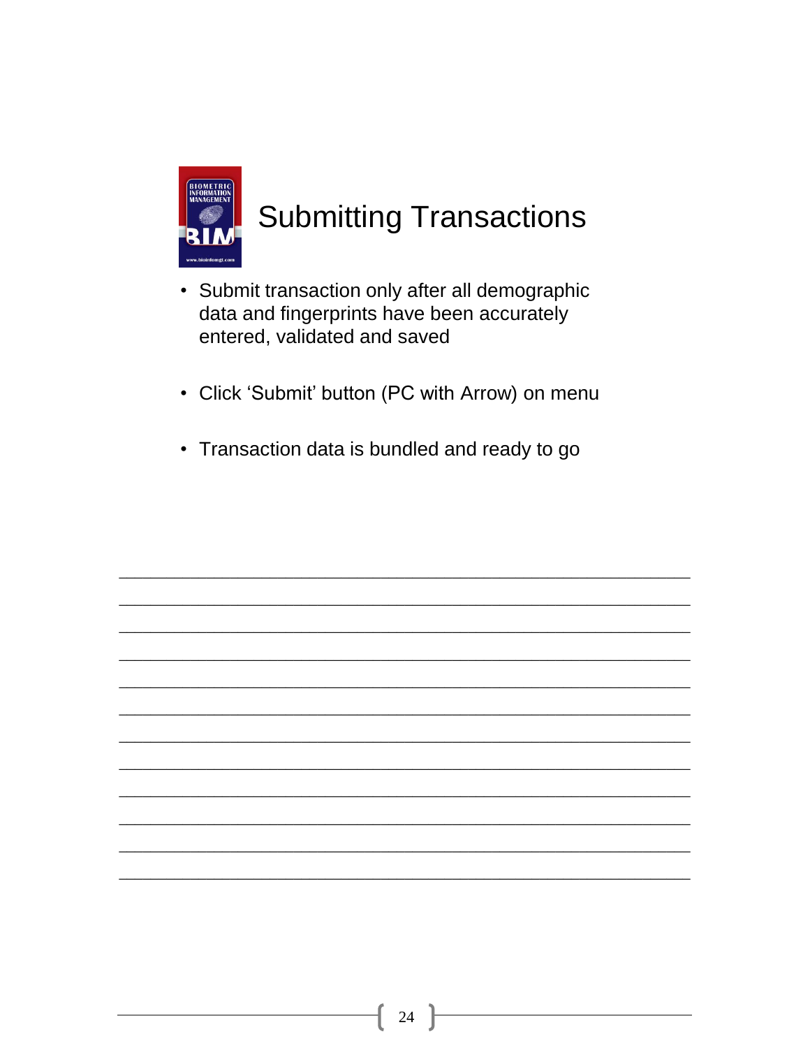## Submitting Transactions

- Submit transaction only after all demographic data and fingerprints have been accurately entered, validated and saved
- Click 'Submit' button (PC with Arrow) on menu
- Transaction data is bundled and ready to go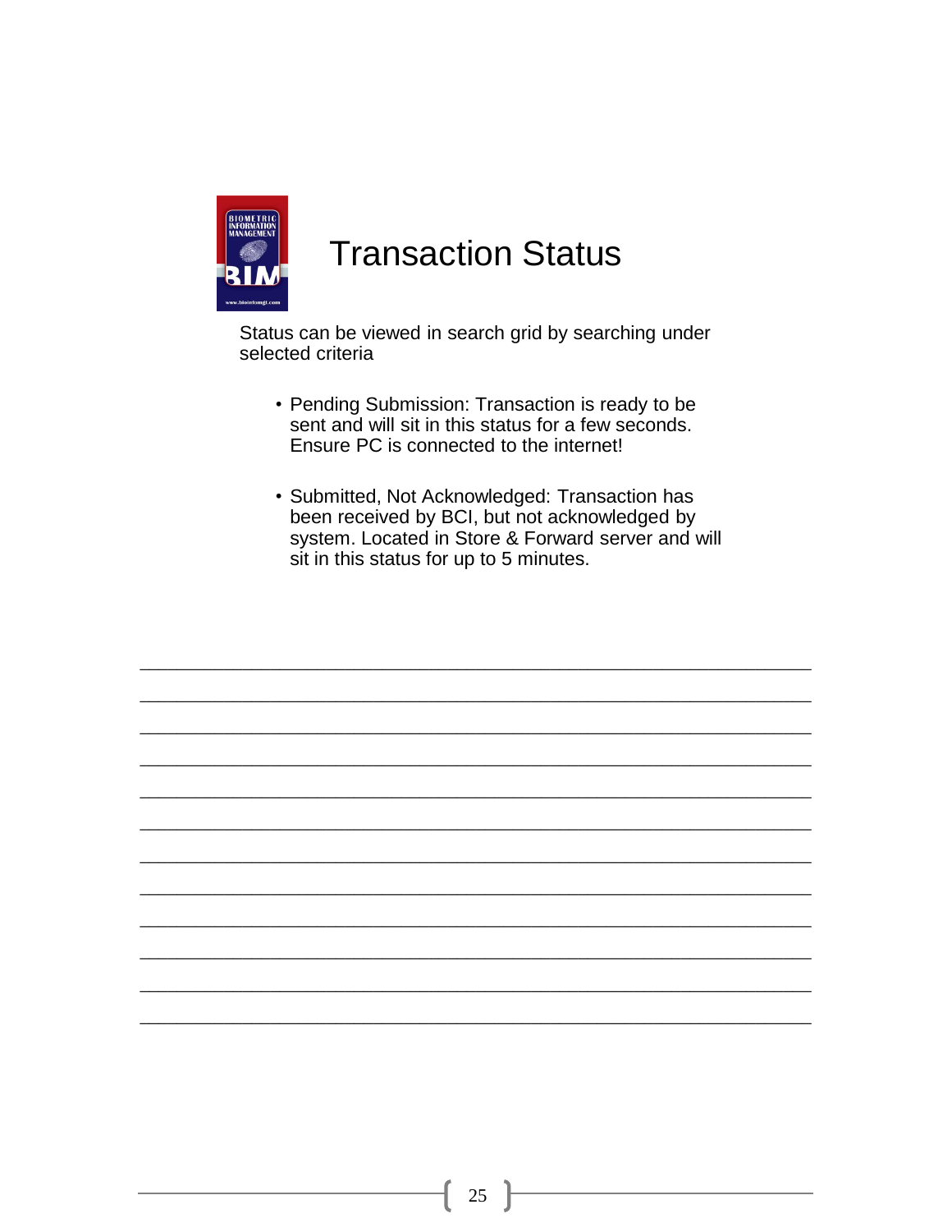# Transaction Status

Status can be viewed in search grid by searching under selected criteria

- Pending Submission: Transaction is ready to be sent and will sit in this status for a few seconds. Ensure PC is connected to the internet!
- Submitted, Not Acknowledged: Transaction has been received by BCI, but not acknowledged by system. Located in Store & Forward server and will sit in this status for up to 5 minutes.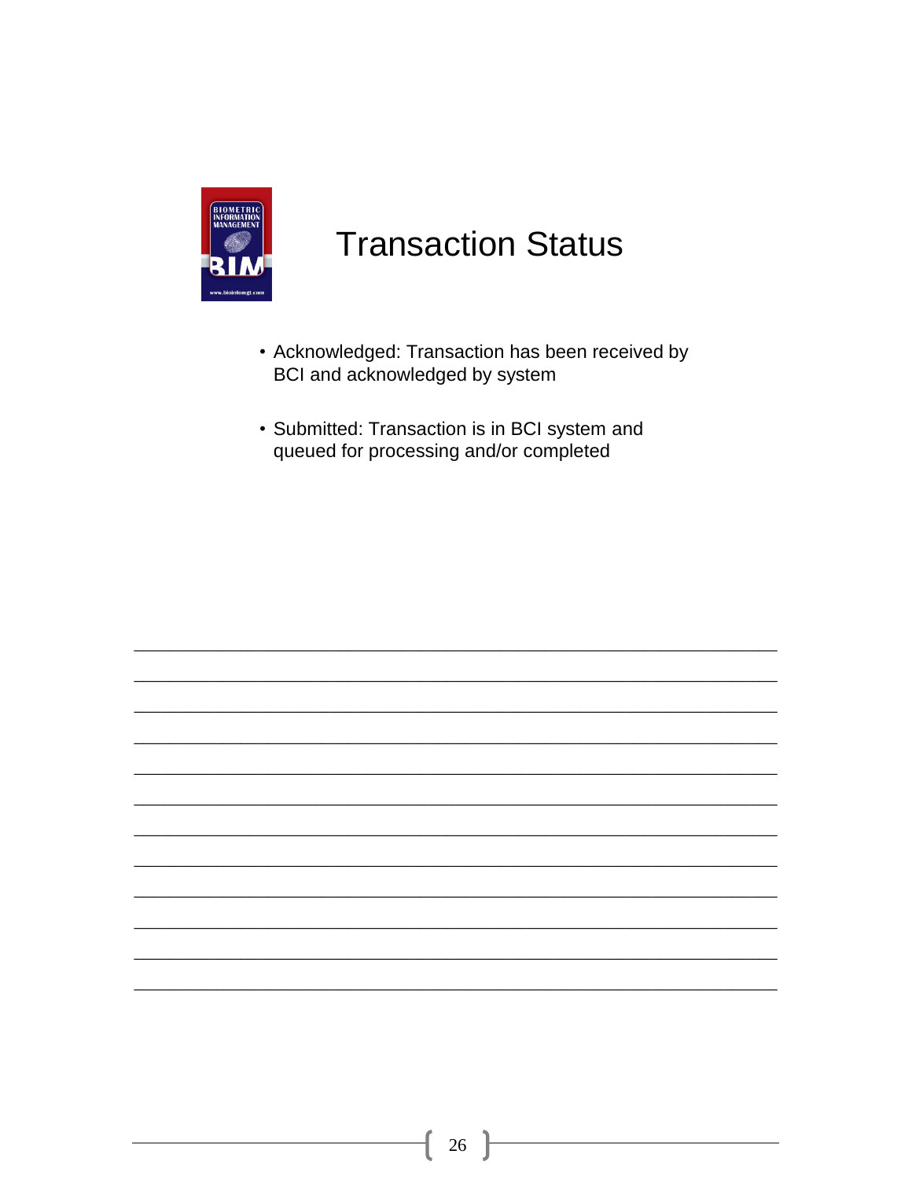# Transaction Status

- Acknowledged: Transaction has been received by BCI and acknowledged by system
- Submitted: Transaction is in BCI system and queued for processing and/or completed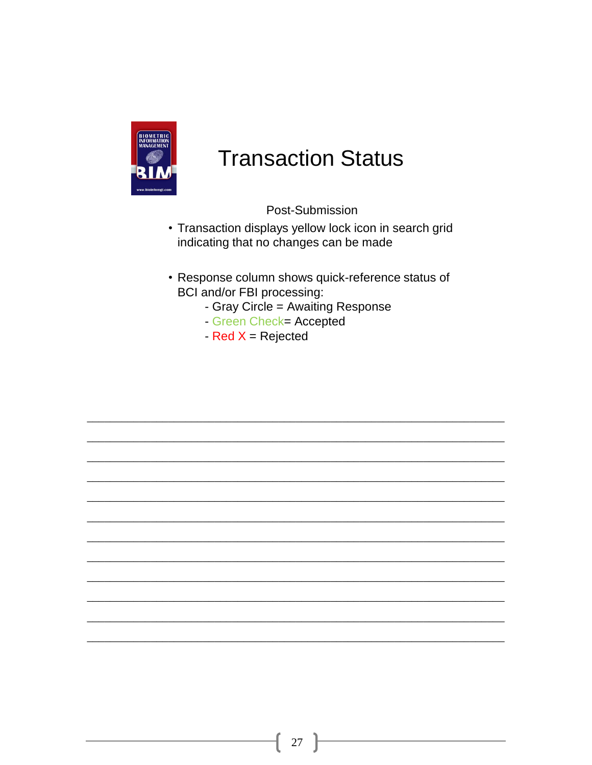# Transaction Status

Post-Submission

- Transaction displays yellow lock icon in search grid indicating that no changes can be made

- Response column shows quick-reference status of BCI and/or FBI processing:
  - Gray Circle = Awaiting Response
  - Green Check= Accepted
  - Red X = Rejected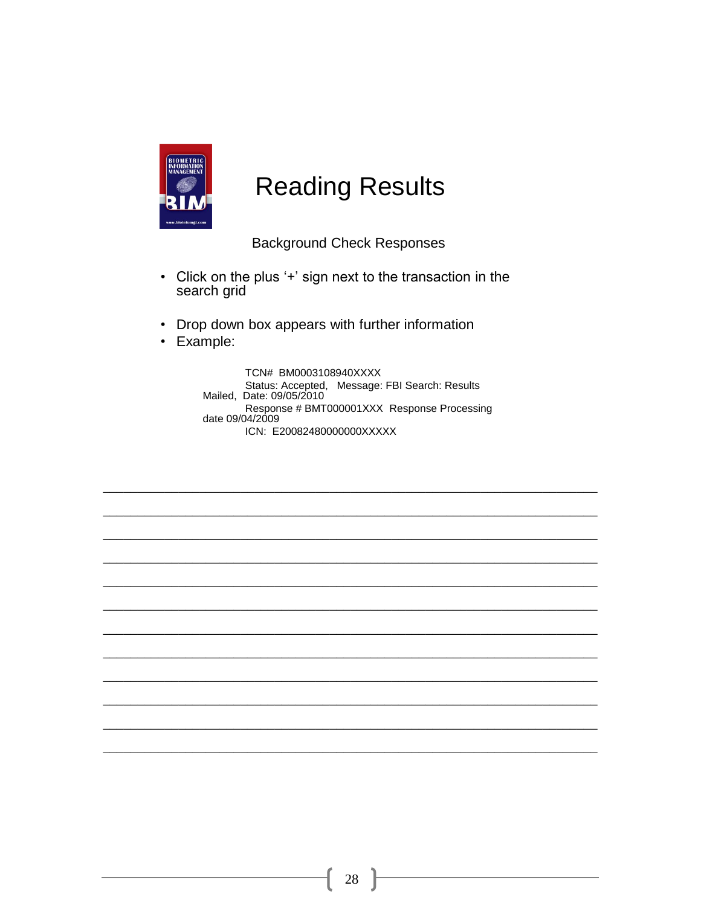# Reading Results

Background Check Responses

- Click on the plus '+' sign next to the transaction in the search grid
- Drop down box appears with further information
- Example:

TCN# BM0003108940XXXX
Status: Accepted, Message: FBI Search: Results Mailed, Date: 09/05/2010
Response # BMT000001XXX Response Processing date 09/04/2009
ICN: E20082480000000XXXXX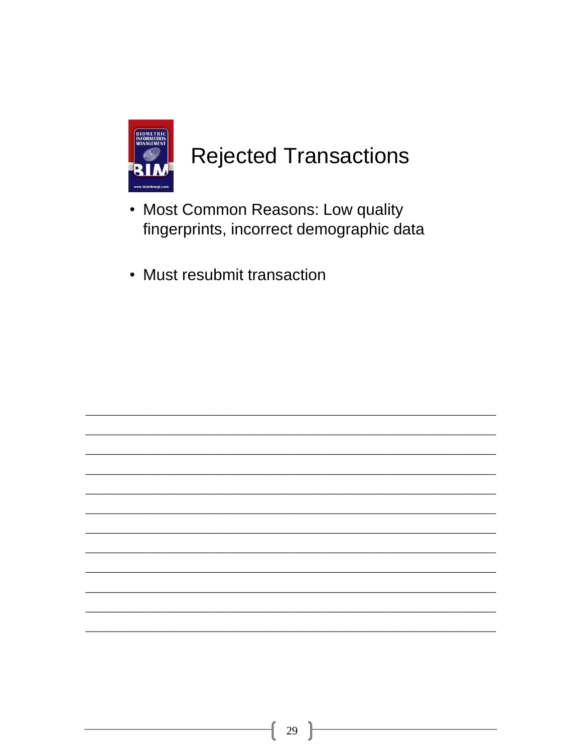# Rejected Transactions

- Most Common Reasons: Low quality fingerprints, incorrect demographic data
- Must resubmit transaction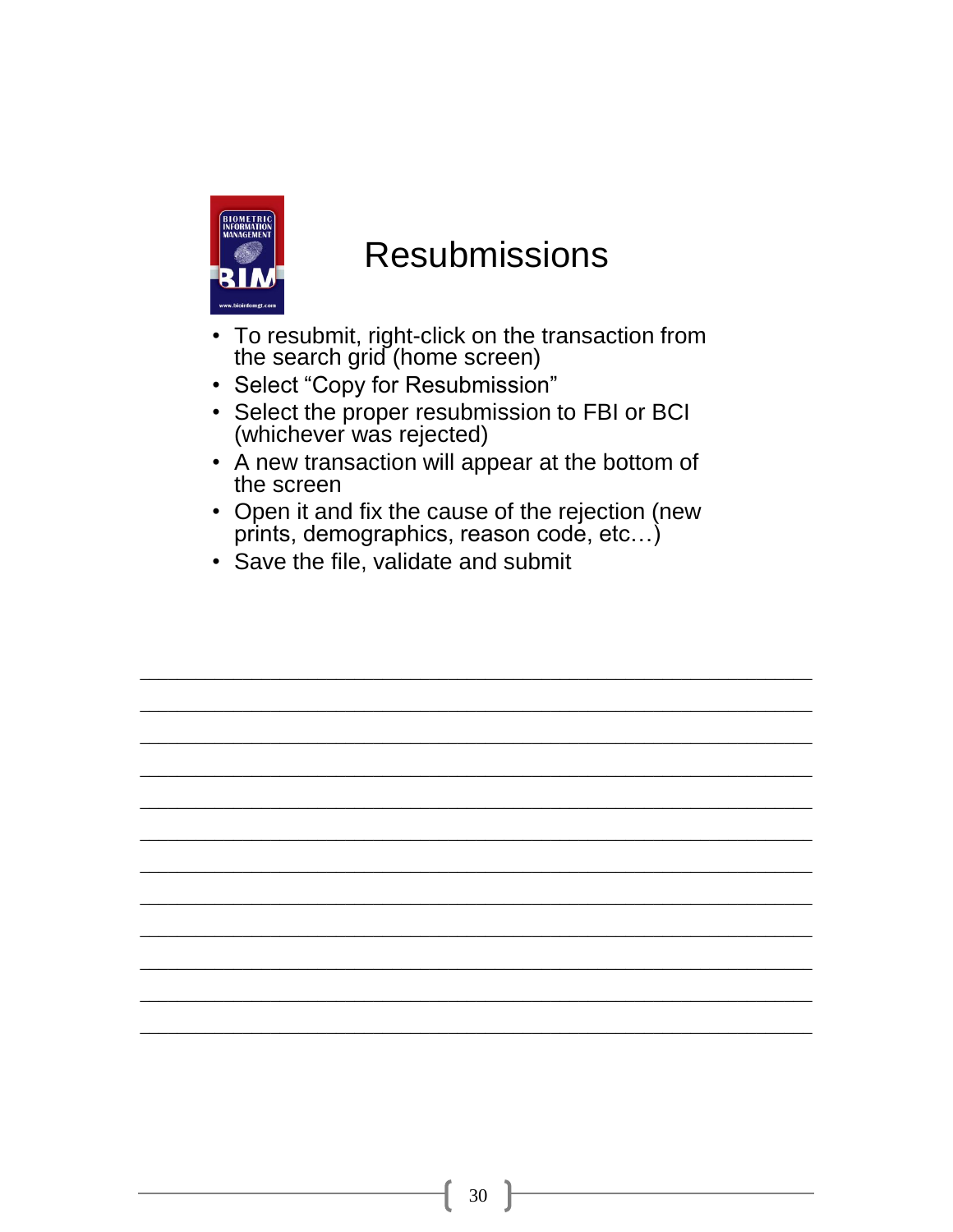# Resubmissions

- To resubmit, right-click on the transaction from the search grid (home screen)
- Select "Copy for Resubmission"
- Select the proper resubmission to FBI or BCI (whichever was rejected)
- A new transaction will appear at the bottom of the screen
- Open it and fix the cause of the rejection (new prints, demographics, reason code, etc…)
- Save the file, validate and submit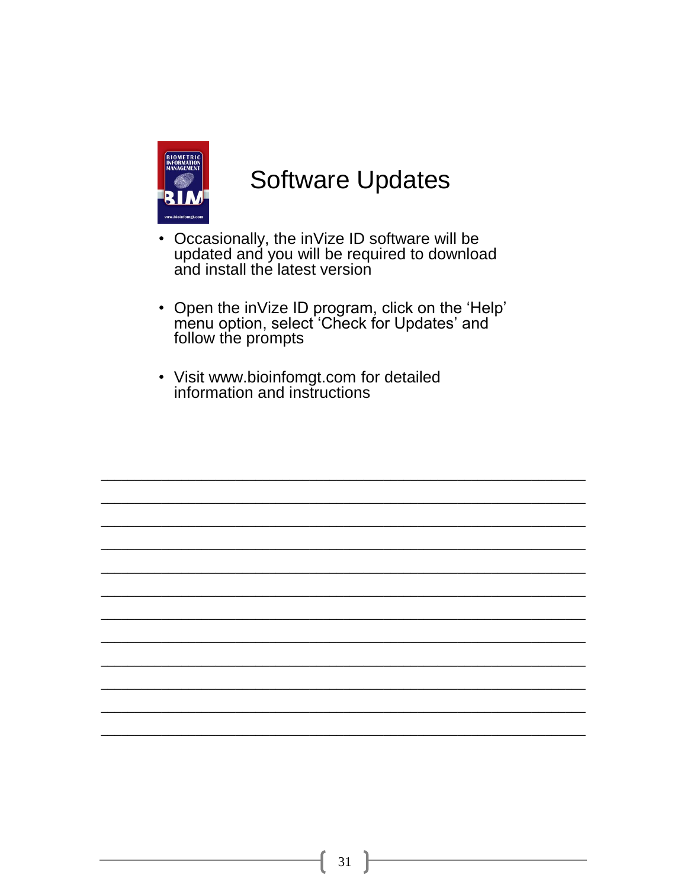# Software Updates

- Occasionally, the inVize ID software will be updated and you will be required to download and install the latest version
- Open the inVize ID program, click on the 'Help' menu option, select 'Check for Updates' and follow the prompts
- Visit www.bioinfomgt.com for detailed information and instructions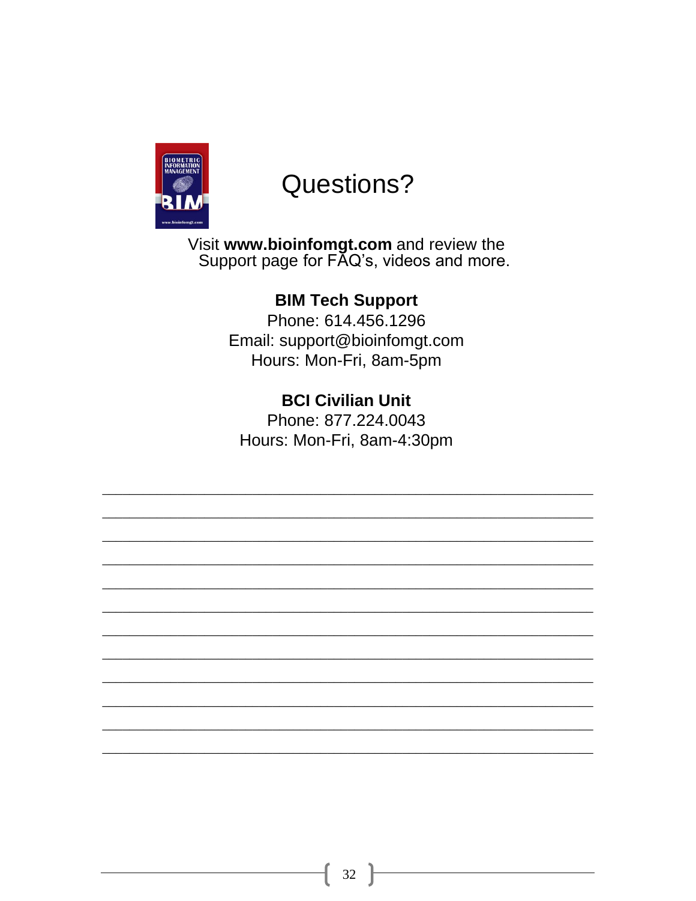# Questions?

Visit **www.bioinfomgt.com** and review the Support page for FAQ's, videos and more.

**BIM Tech Support**

Phone: 614.456.1296

Email: support@bioinfomgt.com

Hours: Mon-Fri, 8am-5pm

**BCI Civilian Unit**

Phone: 877.224.0043

Hours: Mon-Fri, 8am-4:30pm

\_\_\_\_\_\_\_\_\_\_\_\_\_\_\_\_\_\_\_\_\_\_\_\_\_\_\_\_\_\_\_\_\_\_\_\_\_\_\_\_\_\_\_\_\_\_\_\_\_\_\_\_\_\_\_\_\_\_\_\_

\_\_\_\_\_\_\_\_\_\_\_\_\_\_\_\_\_\_\_\_\_\_\_\_\_\_\_\_\_\_\_\_\_\_\_\_\_\_\_\_\_\_\_\_\_\_\_\_\_\_\_\_\_\_\_\_\_\_\_\_

\_\_\_\_\_\_\_\_\_\_\_\_\_\_\_\_\_\_\_\_\_\_\_\_\_\_\_\_\_\_\_\_\_\_\_\_\_\_\_\_\_\_\_\_\_\_\_\_\_\_\_\_\_\_\_\_\_\_\_\_

\_\_\_\_\_\_\_\_\_\_\_\_\_\_\_\_\_\_\_\_\_\_\_\_\_\_\_\_\_\_\_\_\_\_\_\_\_\_\_\_\_\_\_\_\_\_\_\_\_\_\_\_\_\_\_\_\_\_\_\_

\_\_\_\_\_\_\_\_\_\_\_\_\_\_\_\_\_\_\_\_\_\_\_\_\_\_\_\_\_\_\_\_\_\_\_\_\_\_\_\_\_\_\_\_\_\_\_\_\_\_\_\_\_\_\_\_\_\_\_\_

\_\_\_\_\_\_\_\_\_\_\_\_\_\_\_\_\_\_\_\_\_\_\_\_\_\_\_\_\_\_\_\_\_\_\_\_\_\_\_\_\_\_\_\_\_\_\_\_\_\_\_\_\_\_\_\_\_\_\_\_

\_\_\_\_\_\_\_\_\_\_\_\_\_\_\_\_\_\_\_\_\_\_\_\_\_\_\_\_\_\_\_\_\_\_\_\_\_\_\_\_\_\_\_\_\_\_\_\_\_\_\_\_\_\_\_\_\_\_\_\_

\_\_\_\_\_\_\_\_\_\_\_\_\_\_\_\_\_\_\_\_\_\_\_\_\_\_\_\_\_\_\_\_\_\_\_\_\_\_\_\_\_\_\_\_\_\_\_\_\_\_\_\_\_\_\_\_\_\_\_\_

\_\_\_\_\_\_\_\_\_\_\_\_\_\_\_\_\_\_\_\_\_\_\_\_\_\_\_\_\_\_\_\_\_\_\_\_\_\_\_\_\_\_\_\_\_\_\_\_\_\_\_\_\_\_\_\_\_\_\_\_

\_\_\_\_\_\_\_\_\_\_\_\_\_\_\_\_\_\_\_\_\_\_\_\_\_\_\_\_\_\_\_\_\_\_\_\_\_\_\_\_\_\_\_\_\_\_\_\_\_\_\_\_\_\_\_\_\_\_\_\_

\_\_\_\_\_\_\_\_\_\_\_\_\_\_\_\_\_\_\_\_\_\_\_\_\_\_\_\_\_\_\_\_\_\_\_\_\_\_\_\_\_\_\_\_\_\_\_\_\_\_\_\_\_\_\_\_\_\_\_\_

\_\_\_\_\_\_\_\_\_\_\_\_\_\_\_\_\_\_\_\_\_\_\_\_\_\_\_\_\_\_\_\_\_\_\_\_\_\_\_\_\_\_\_\_\_\_\_\_\_\_\_\_\_\_\_\_\_\_\_\_